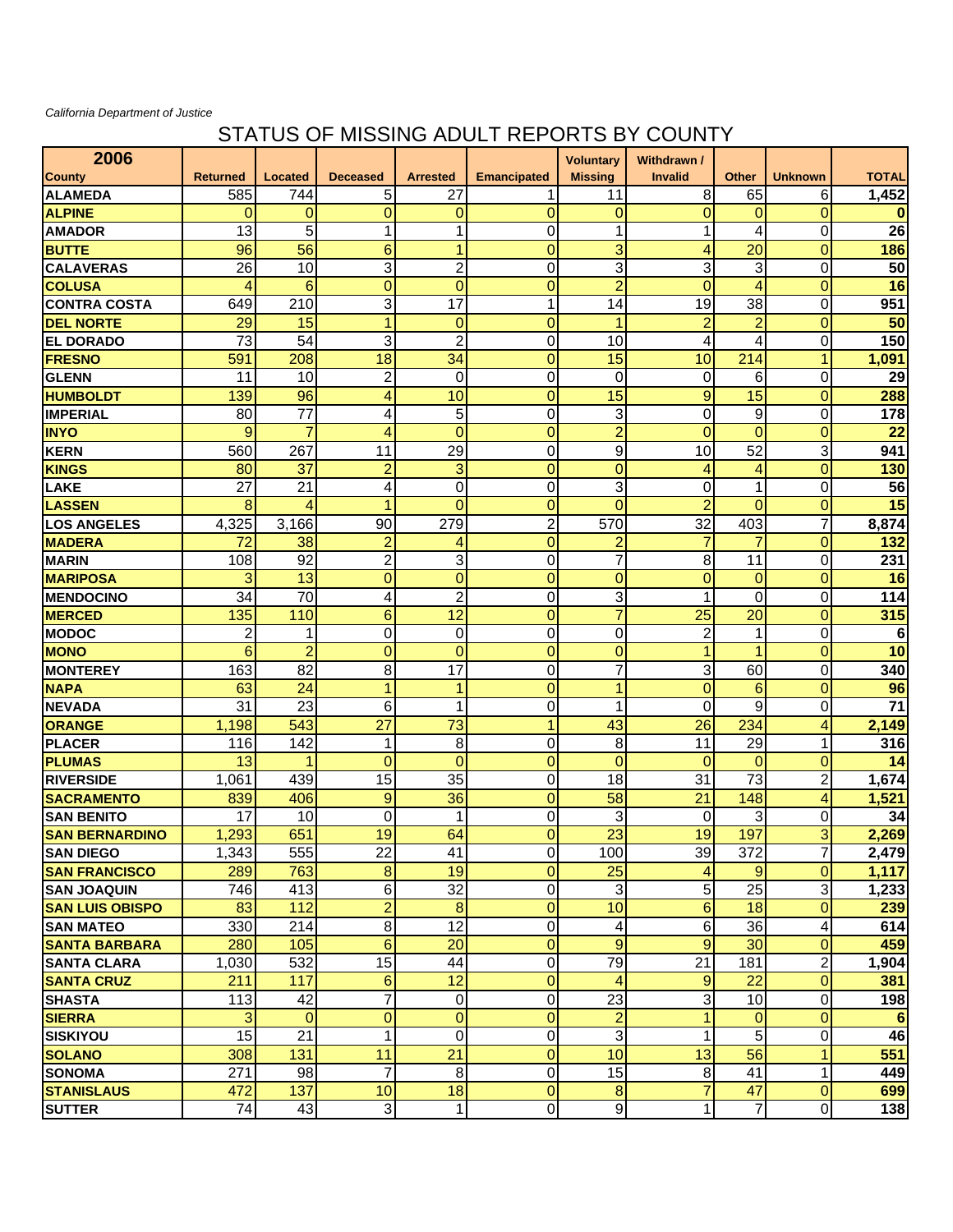*California Department of Justice*

# STATUS OF MISSING ADULT REPORTS BY COUNTY

| 2006<br>County | Returned | Located | Deceased | Arrested | Emancipated | Voluntary Missing | Withdrawn / Invalid | Other | Unknown | TOTAL |
|---|---|---|---|---|---|---|---|---|---|---|
| ALAMEDA | 585 | 744 | 5 | 27 | 1 | 11 | 8 | 65 | 6 | **1,452** |
| ALPINE | 0 | 0 | 0 | 0 | 0 | 0 | 0 | 0 | 0 | **0** |
| AMADOR | 13 | 5 | 1 | 1 | 0 | 1 | 1 | 4 | 0 | **26** |
| BUTTE | 96 | 56 | 6 | 1 | 0 | 3 | 4 | 20 | 0 | **186** |
| CALAVERAS | 26 | 10 | 3 | 2 | 0 | 3 | 3 | 3 | 0 | **50** |
| COLUSA | 4 | 6 | 0 | 0 | 0 | 2 | 0 | 4 | 0 | **16** |
| CONTRA COSTA | 649 | 210 | 3 | 17 | 1 | 14 | 19 | 38 | 0 | **951** |
| DEL NORTE | 29 | 15 | 1 | 0 | 0 | 1 | 2 | 2 | 0 | **50** |
| EL DORADO | 73 | 54 | 3 | 2 | 0 | 10 | 4 | 4 | 0 | **150** |
| FRESNO | 591 | 208 | 18 | 34 | 0 | 15 | 10 | 214 | 1 | **1,091** |
| GLENN | 11 | 10 | 2 | 0 | 0 | 0 | 0 | 6 | 0 | **29** |
| HUMBOLDT | 139 | 96 | 4 | 10 | 0 | 15 | 9 | 15 | 0 | **288** |
| IMPERIAL | 80 | 77 | 4 | 5 | 0 | 3 | 0 | 9 | 0 | **178** |
| INYO | 9 | 7 | 4 | 0 | 0 | 2 | 0 | 0 | 0 | **22** |
| KERN | 560 | 267 | 11 | 29 | 0 | 9 | 10 | 52 | 3 | **941** |
| KINGS | 80 | 37 | 2 | 3 | 0 | 0 | 4 | 4 | 0 | **130** |
| LAKE | 27 | 21 | 4 | 0 | 0 | 3 | 0 | 1 | 0 | **56** |
| LASSEN | 8 | 4 | 1 | 0 | 0 | 0 | 2 | 0 | 0 | **15** |
| LOS ANGELES | 4,325 | 3,166 | 90 | 279 | 2 | 570 | 32 | 403 | 7 | **8,874** |
| MADERA | 72 | 38 | 2 | 4 | 0 | 2 | 7 | 7 | 0 | **132** |
| MARIN | 108 | 92 | 2 | 3 | 0 | 7 | 8 | 11 | 0 | **231** |
| MARIPOSA | 3 | 13 | 0 | 0 | 0 | 0 | 0 | 0 | 0 | **16** |
| MENDOCINO | 34 | 70 | 4 | 2 | 0 | 3 | 1 | 0 | 0 | **114** |
| MERCED | 135 | 110 | 6 | 12 | 0 | 7 | 25 | 20 | 0 | **315** |
| MODOC | 2 | 1 | 0 | 0 | 0 | 0 | 2 | 1 | 0 | **6** |
| MONO | 6 | 2 | 0 | 0 | 0 | 0 | 1 | 1 | 0 | **10** |
| MONTEREY | 163 | 82 | 8 | 17 | 0 | 7 | 3 | 60 | 0 | **340** |
| NAPA | 63 | 24 | 1 | 1 | 0 | 1 | 0 | 6 | 0 | **96** |
| NEVADA | 31 | 23 | 6 | 1 | 0 | 1 | 0 | 9 | 0 | **71** |
| ORANGE | 1,198 | 543 | 27 | 73 | 1 | 43 | 26 | 234 | 4 | **2,149** |
| PLACER | 116 | 142 | 1 | 8 | 0 | 8 | 11 | 29 | 1 | **316** |
| PLUMAS | 13 | 1 | 0 | 0 | 0 | 0 | 0 | 0 | 0 | **14** |
| RIVERSIDE | 1,061 | 439 | 15 | 35 | 0 | 18 | 31 | 73 | 2 | **1,674** |
| SACRAMENTO | 839 | 406 | 9 | 36 | 0 | 58 | 21 | 148 | 4 | **1,521** |
| SAN BENITO | 17 | 10 | 0 | 1 | 0 | 3 | 0 | 3 | 0 | **34** |
| SAN BERNARDINO | 1,293 | 651 | 19 | 64 | 0 | 23 | 19 | 197 | 3 | **2,269** |
| SAN DIEGO | 1,343 | 555 | 22 | 41 | 0 | 100 | 39 | 372 | 7 | **2,479** |
| SAN FRANCISCO | 289 | 763 | 8 | 19 | 0 | 25 | 4 | 9 | 0 | **1,117** |
| SAN JOAQUIN | 746 | 413 | 6 | 32 | 0 | 3 | 5 | 25 | 3 | **1,233** |
| SAN LUIS OBISPO | 83 | 112 | 2 | 8 | 0 | 10 | 6 | 18 | 0 | **239** |
| SAN MATEO | 330 | 214 | 8 | 12 | 0 | 4 | 6 | 36 | 4 | **614** |
| SANTA BARBARA | 280 | 105 | 6 | 20 | 0 | 9 | 9 | 30 | 0 | **459** |
| SANTA CLARA | 1,030 | 532 | 15 | 44 | 0 | 79 | 21 | 181 | 2 | **1,904** |
| SANTA CRUZ | 211 | 117 | 6 | 12 | 0 | 4 | 9 | 22 | 0 | **381** |
| SHASTA | 113 | 42 | 7 | 0 | 0 | 23 | 3 | 10 | 0 | **198** |
| SIERRA | 3 | 0 | 0 | 0 | 0 | 2 | 1 | 0 | 0 | **6** |
| SISKIYOU | 15 | 21 | 1 | 0 | 0 | 3 | 1 | 5 | 0 | **46** |
| SOLANO | 308 | 131 | 11 | 21 | 0 | 10 | 13 | 56 | 1 | **551** |
| SONOMA | 271 | 98 | 7 | 8 | 0 | 15 | 8 | 41 | 1 | **449** |
| STANISLAUS | 472 | 137 | 10 | 18 | 0 | 8 | 7 | 47 | 0 | **699** |
| SUTTER | 74 | 43 | 3 | 1 | 0 | 9 | 1 | 7 | 0 | **138** |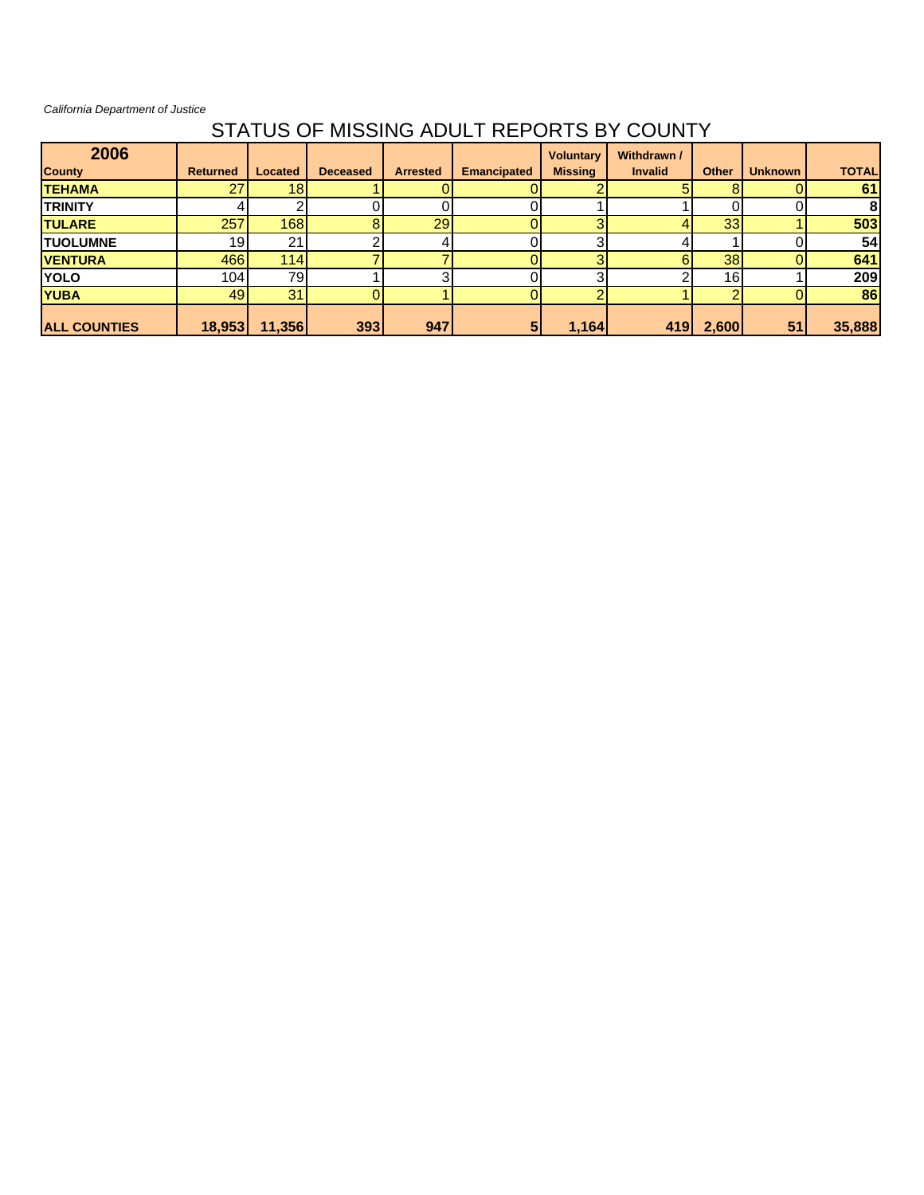*California Department of Justice*

## STATUS OF MISSING ADULT REPORTS BY COUNTY

| 2006 County | Returned | Located | Deceased | Arrested | Emancipated | Voluntary Missing | Withdrawn / Invalid | Other | Unknown | TOTAL |
|---|---|---|---|---|---|---|---|---|---|---|
| **TEHAMA** | 27 | 18 | 1 | 0 | 0 | 2 | 5 | 8 | 0 | **61** |
| **TRINITY** | 4 | 2 | 0 | 0 | 0 | 1 | 1 | 0 | 0 | **8** |
| **TULARE** | 257 | 168 | 8 | 29 | 0 | 3 | 4 | 33 | 1 | **503** |
| **TUOLUMNE** | 19 | 21 | 2 | 4 | 0 | 3 | 4 | 1 | 0 | **54** |
| **VENTURA** | 466 | 114 | 7 | 7 | 0 | 3 | 6 | 38 | 0 | **641** |
| **YOLO** | 104 | 79 | 1 | 3 | 0 | 3 | 2 | 16 | 1 | **209** |
| **YUBA** | 49 | 31 | 0 | 1 | 0 | 2 | 1 | 2 | 0 | **86** |
| **ALL COUNTIES** | **18,953** | **11,356** | **393** | **947** | **5** | **1,164** | **419** | **2,600** | **51** | **35,888** |